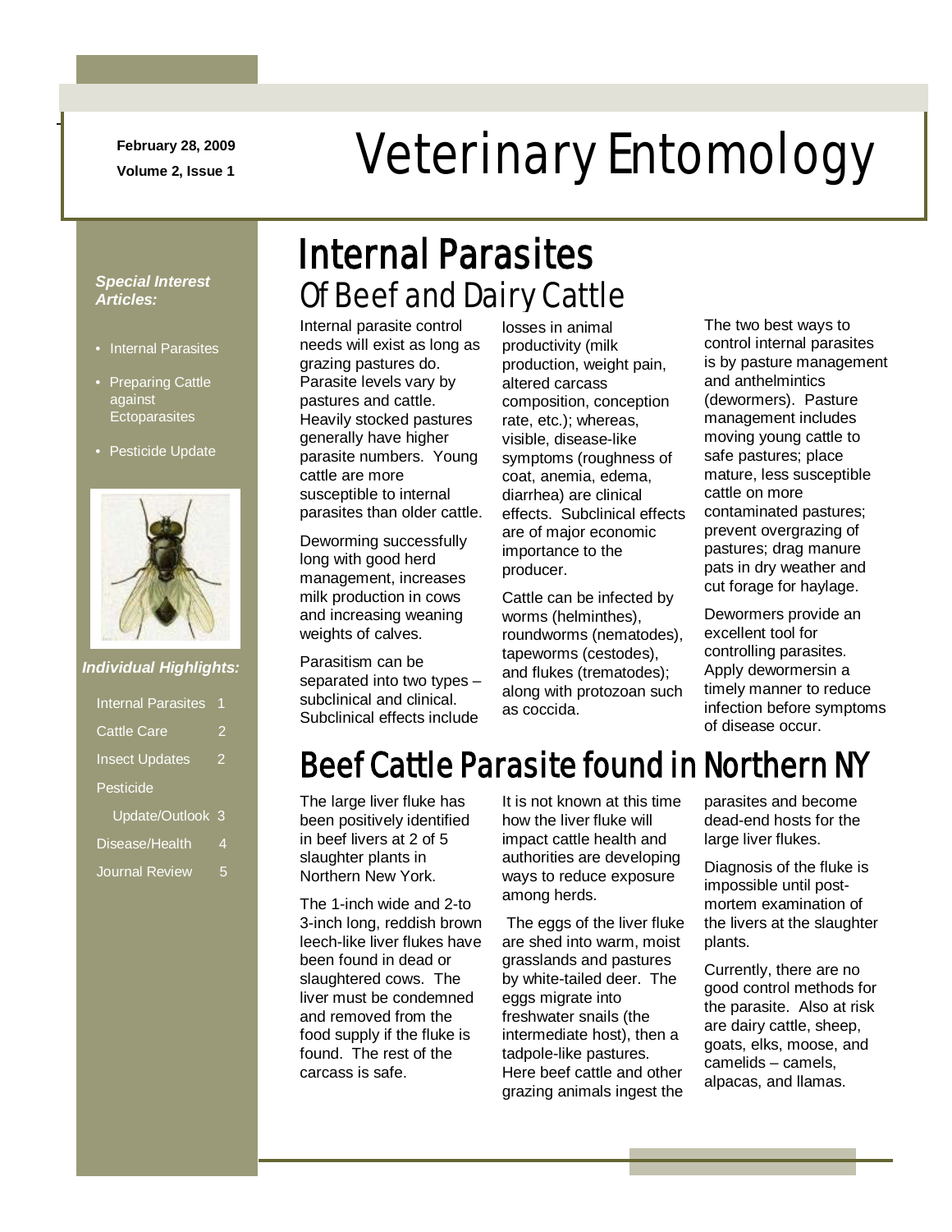February 28, 2009

Volume 2, Issue 1

# Veterinary Entomology

***Special Interest Articles:***

- Internal Parasites
- Preparing Cattle against Ectoparasites
- Pesticide Update

***Individual Highlights:***

| | |
|---|---|
| Internal Parasites | 1 |
| Cattle Care | 2 |
| Insect Updates | 2 |
| Pesticide Update/Outlook | 3 |
| Disease/Health | 4 |
| Journal Review | 5 |

## Internal Parasites

### Of Beef and Dairy Cattle

Internal parasite control needs will exist as long as grazing pastures do. Parasite levels vary by pastures and cattle. Heavily stocked pastures generally have higher parasite numbers. Young cattle are more susceptible to internal parasites than older cattle.

Deworming successfully long with good herd management, increases milk production in cows and increasing weaning weights of calves.

Parasitism can be separated into two types – subclinical and clinical. Subclinical effects include losses in animal productivity (milk production, weight pain, altered carcass composition, conception rate, etc.); whereas, visible, disease-like symptoms (roughness of coat, anemia, edema, diarrhea) are clinical effects. Subclinical effects are of major economic importance to the producer.

Cattle can be infected by worms (helminthes), roundworms (nematodes), tapeworms (cestodes), and flukes (trematodes); along with protozoan such as coccida.

The two best ways to control internal parasites is by pasture management and anthelmintics (dewormers). Pasture management includes moving young cattle to safe pastures; place mature, less susceptible cattle on more contaminated pastures; prevent overgrazing of pastures; drag manure pats in dry weather and cut forage for haylage.

Dewormers provide an excellent tool for controlling parasites. Apply dewormersin a timely manner to reduce infection before symptoms of disease occur.

## Beef Cattle Parasite found in Northern NY

The large liver fluke has been positively identified in beef livers at 2 of 5 slaughter plants in Northern New York.

The 1-inch wide and 2-to 3-inch long, reddish brown leech-like liver flukes have been found in dead or slaughtered cows. The liver must be condemned and removed from the food supply if the fluke is found. The rest of the carcass is safe.

It is not known at this time how the liver fluke will impact cattle health and authorities are developing ways to reduce exposure among herds.

The eggs of the liver fluke are shed into warm, moist grasslands and pastures by white-tailed deer. The eggs migrate into freshwater snails (the intermediate host), then a tadpole-like pastures. Here beef cattle and other grazing animals ingest the parasites and become dead-end hosts for the large liver flukes.

Diagnosis of the fluke is impossible until post-mortem examination of the livers at the slaughter plants.

Currently, there are no good control methods for the parasite. Also at risk are dairy cattle, sheep, goats, elks, moose, and camelids – camels, alpacas, and llamas.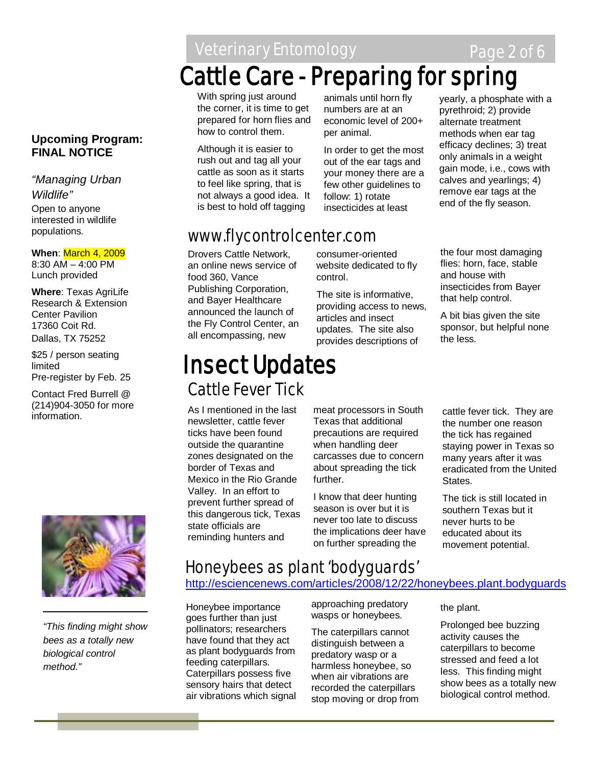# Cattle Care - Preparing for spring

With spring just around the corner, it is time to get prepared for horn flies and how to control them.

Although it is easier to rush out and tag all your cattle as soon as it starts to feel like spring, that is not always a good idea. It is best to hold off tagging animals until horn fly numbers are at an economic level of 200+ per animal.

In order to get the most out of the ear tags and your money there are a few other guidelines to follow: 1) rotate insecticides at least yearly, a phosphate with a pyrethroid; 2) provide alternate treatment methods when ear tag efficacy declines; 3) treat only animals in a weight gain mode, i.e., cows with calves and yearlings; 4) remove ear tags at the end of the fly season.

## www.flycontrolcenter.com

Drovers Cattle Network, an online news service of food 360, Vance Publishing Corporation, and Bayer Healthcare announced the launch of the Fly Control Center, an all encompassing, new consumer-oriented website dedicated to fly control.

The site is informative, providing access to news, articles and insect updates. The site also provides descriptions of the four most damaging flies: horn, face, stable and house with insecticides from Bayer that help control.

A bit bias given the site sponsor, but helpful none the less.

# Insect Updates

## Cattle Fever Tick

As I mentioned in the last newsletter, cattle fever ticks have been found outside the quarantine zones designated on the border of Texas and Mexico in the Rio Grande Valley. In an effort to prevent further spread of this dangerous tick, Texas state officials are reminding hunters and meat processors in South Texas that additional precautions are required when handling deer carcasses due to concern about spreading the tick further.

I know that deer hunting season is over but it is never too late to discuss the implications deer have on further spreading the cattle fever tick. They are the number one reason the tick has regained staying power in Texas so many years after it was eradicated from the United States.

The tick is still located in southern Texas but it never hurts to be educated about its movement potential.

## Honeybees as plant 'bodyguards'

http://esciencenews.com/articles/2008/12/22/honeybees.plant.bodyguards

Honeybee importance goes further than just pollinators; researchers have found that they act as plant bodyguards from feeding caterpillars. Caterpillars possess five sensory hairs that detect air vibrations which signal approaching predatory wasps or honeybees.

The caterpillars cannot distinguish between a predatory wasp or a harmless honeybee, so when air vibrations are recorded the caterpillars stop moving or drop from the plant.

Prolonged bee buzzing activity causes the caterpillars to become stressed and feed a lot less. This finding might show bees as a totally new biological control method.

---

**Upcoming Program: FINAL NOTICE**

*"Managing Urban Wildlife"*

Open to anyone interested in wildlife populations.

**When**: March 4, 2009
8:30 AM – 4:00 PM
Lunch provided

**Where**: Texas AgriLife Research & Extension Center Pavilion
17360 Coit Rd.
Dallas, TX 75252

$25 / person seating limited
Pre-register by Feb. 25

Contact Fred Burrell @ (214)904-3050 for more information.

*"This finding might show bees as a totally new biological control method."*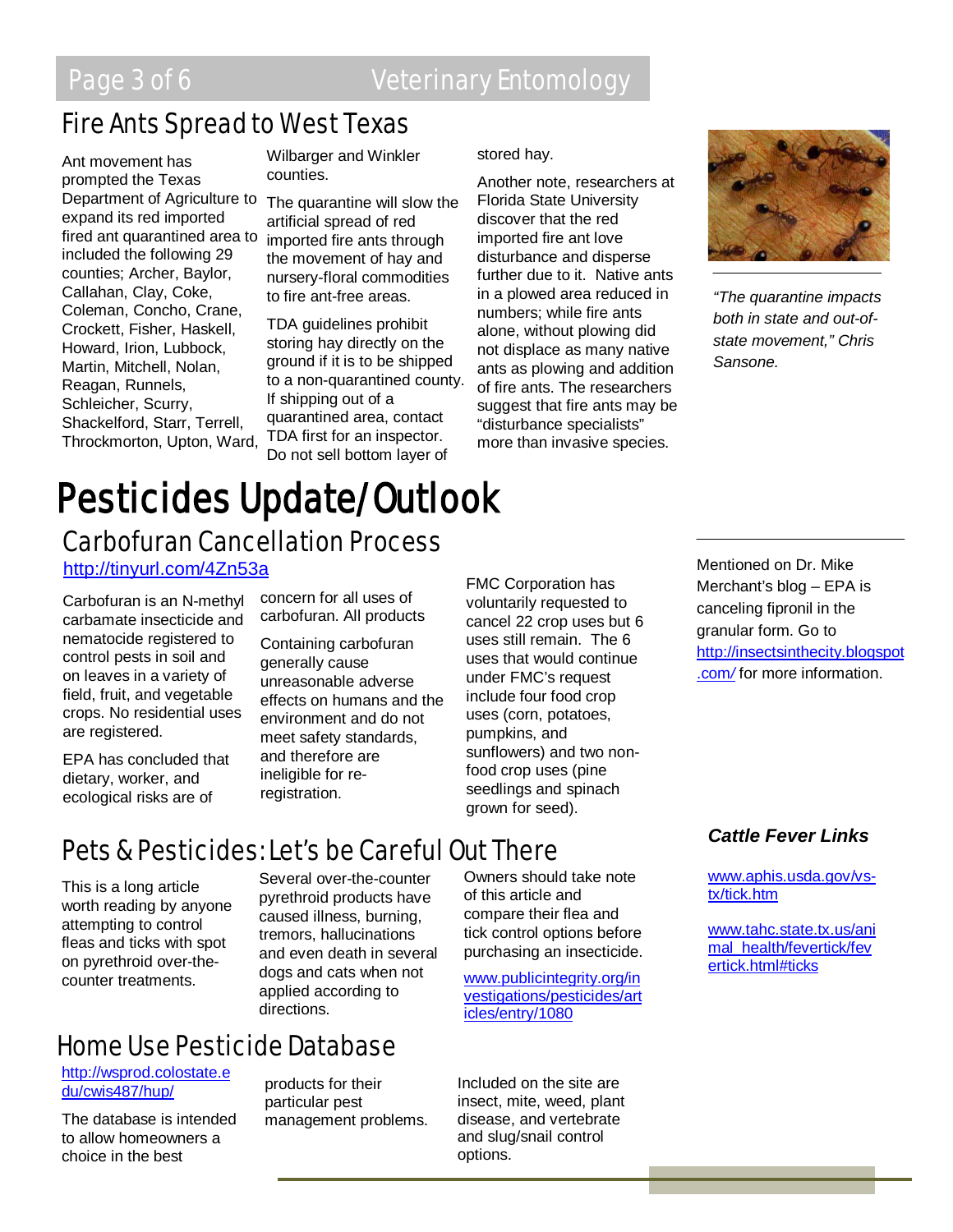## Fire Ants Spread to West Texas

Ant movement has prompted the Texas Department of Agriculture to expand its red imported fired ant quarantined area to included the following 29 counties; Archer, Baylor, Callahan, Clay, Coke, Coleman, Concho, Crane, Crockett, Fisher, Haskell, Howard, Irion, Lubbock, Martin, Mitchell, Nolan, Reagan, Runnels, Schleicher, Scurry, Shackelford, Starr, Terrell, Throckmorton, Upton, Ward, Wilbarger and Winkler counties.

The quarantine will slow the artificial spread of red imported fire ants through the movement of hay and nursery-floral commodities to fire ant-free areas.

TDA guidelines prohibit storing hay directly on the ground if it is to be shipped to a non-quarantined county. If shipping out of a quarantined area, contact TDA first for an inspector. Do not sell bottom layer of stored hay.

Another note, researchers at Florida State University discover that the red imported fire ant love disturbance and disperse further due to it. Native ants in a plowed area reduced in numbers; while fire ants alone, without plowing did not displace as many native ants as plowing and addition of fire ants. The researchers suggest that fire ants may be "disturbance specialists" more than invasive species.

*"The quarantine impacts both in state and out-of-state movement," Chris Sansone.*

# Pesticides Update/Outlook

## Carbofuran Cancellation Process

http://tinyurl.com/4Zn53a

Carbofuran is an N-methyl carbamate insecticide and nematocide registered to control pests in soil and on leaves in a variety of field, fruit, and vegetable crops. No residential uses are registered.

EPA has concluded that dietary, worker, and ecological risks are of concern for all uses of carbofuran. All products

Containing carbofuran generally cause unreasonable adverse effects on humans and the environment and do not meet safety standards, and therefore are ineligible for re-registration.

FMC Corporation has voluntarily requested to cancel 22 crop uses but 6 uses still remain. The 6 uses that would continue under FMC's request include four food crop uses (corn, potatoes, pumpkins, and sunflowers) and two non-food crop uses (pine seedlings and spinach grown for seed).

Mentioned on Dr. Mike Merchant's blog – EPA is canceling fipronil in the granular form. Go to http://insectsinthecity.blogspot.com/ for more information.

## Pets & Pesticides: Let's be Careful Out There

This is a long article worth reading by anyone attempting to control fleas and ticks with spot on pyrethroid over-the-counter treatments.

Several over-the-counter pyrethroid products have caused illness, burning, tremors, hallucinations and even death in several dogs and cats when not applied according to directions.

Owners should take note of this article and compare their flea and tick control options before purchasing an insecticide.

www.publicintegrity.org/investigations/pesticides/articles/entry/1080

### *Cattle Fever Links*

www.aphis.usda.gov/vs-tx/tick.htm

www.tahc.state.tx.us/animal_health/fevertick/fevertick.html#ticks

## Home Use Pesticide Database

http://wsprod.colostate.edu/cwis487/hup/

The database is intended to allow homeowners a choice in the best products for their particular pest management problems.

Included on the site are insect, mite, weed, plant disease, and vertebrate and slug/snail control options.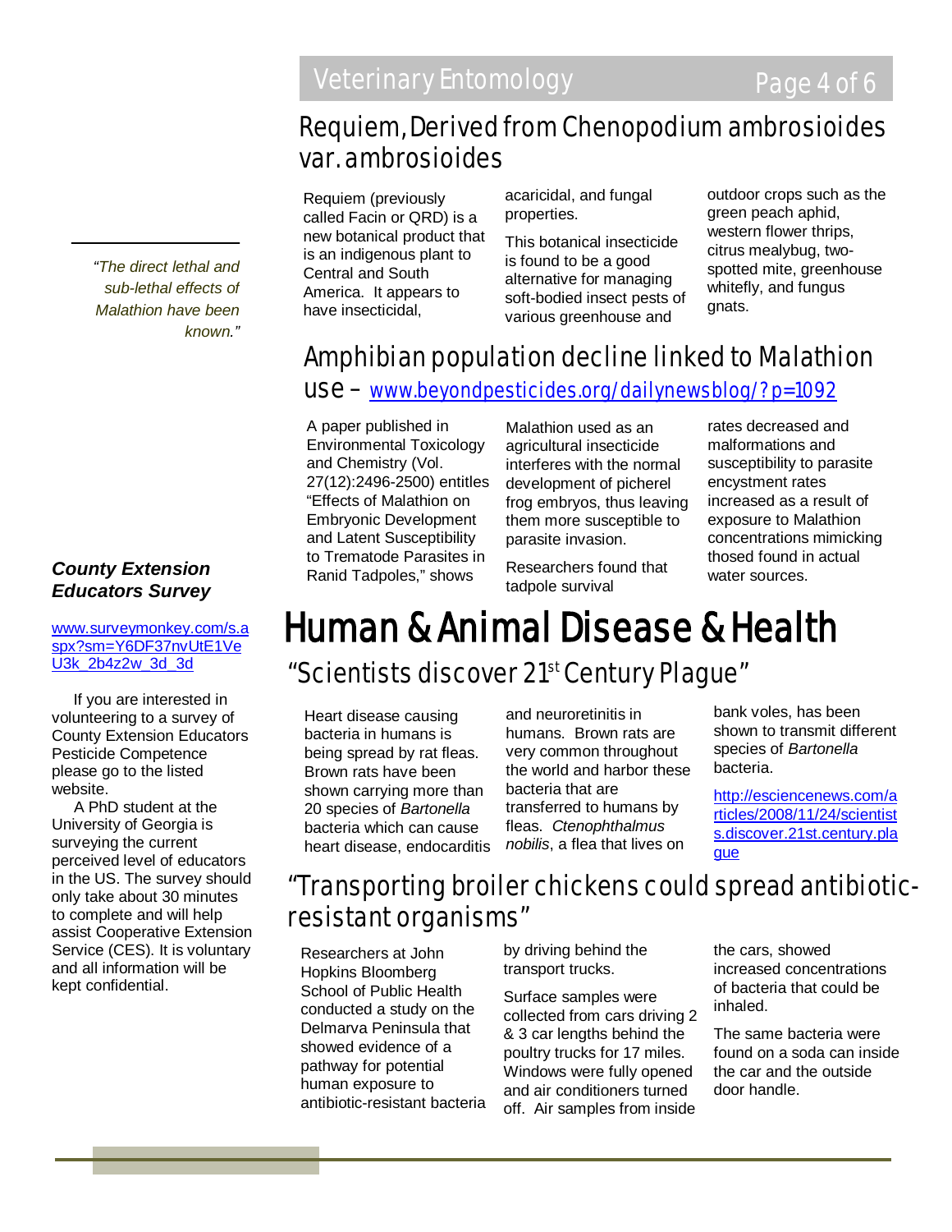## Requiem, Derived from Chenopodium ambrosioides var. ambrosioides

Requiem (previously called Facin or QRD) is a new botanical product that is an indigenous plant to Central and South America. It appears to have insecticidal, acaricidal, and fungal properties.

This botanical insecticide is found to be a good alternative for managing soft-bodied insect pests of various greenhouse and outdoor crops such as the green peach aphid, western flower thrips, citrus mealybug, two-spotted mite, greenhouse whitefly, and fungus gnats.

## Amphibian population decline linked to Malathion use – [www.beyondpesticides.org/dailynewsblog/?p=1092](www.beyondpesticides.org/dailynewsblog/?p=1092)

A paper published in Environmental Toxicology and Chemistry (Vol. 27(12):2496-2500) entitles "Effects of Malathion on Embryonic Development and Latent Susceptibility to Trematode Parasites in Ranid Tadpoles," shows Malathion used as an agricultural insecticide interferes with the normal development of picherel frog embryos, thus leaving them more susceptible to parasite invasion.

Researchers found that tadpole survival rates decreased and malformations and susceptibility to parasite encystment rates increased as a result of exposure to Malathion concentrations mimicking thosed found in actual water sources.

*"The direct lethal and sub-lethal effects of Malathion have been known."*

### *County Extension Educators Survey*

[www.surveymonkey.com/s.aspx?sm=Y6DF37nvUtE1VeU3k_2b4z2w_3d_3d](www.surveymonkey.com/s.aspx?sm=Y6DF37nvUtE1VeU3k_2b4z2w_3d_3d)

If you are interested in volunteering to a survey of County Extension Educators Pesticide Competence please go to the listed website.

A PhD student at the University of Georgia is surveying the current perceived level of educators in the US. The survey should only take about 30 minutes to complete and will help assist Cooperative Extension Service (CES). It is voluntary and all information will be kept confidential.

# Human & Animal Disease & Health

## "Scientists discover 21st Century Plague"

Heart disease causing bacteria in humans is being spread by rat fleas. Brown rats have been shown carrying more than 20 species of *Bartonella* bacteria which can cause heart disease, endocarditis and neuroretinitis in humans. Brown rats are very common throughout the world and harbor these bacteria that are transferred to humans by fleas. *Ctenophthalmus nobilis*, a flea that lives on bank voles, has been shown to transmit different species of *Bartonella* bacteria.

[http://esciencenews.com/articles/2008/11/24/scientists.discover.21st.century.plague](http://esciencenews.com/articles/2008/11/24/scientists.discover.21st.century.plague)

## "Transporting broiler chickens could spread antibiotic-resistant organisms"

Researchers at John Hopkins Bloomberg School of Public Health conducted a study on the Delmarva Peninsula that showed evidence of a pathway for potential human exposure to antibiotic-resistant bacteria by driving behind the transport trucks.

Surface samples were collected from cars driving 2 & 3 car lengths behind the poultry trucks for 17 miles. Windows were fully opened and air conditioners turned off. Air samples from inside the cars, showed increased concentrations of bacteria that could be inhaled.

The same bacteria were found on a soda can inside the car and the outside door handle.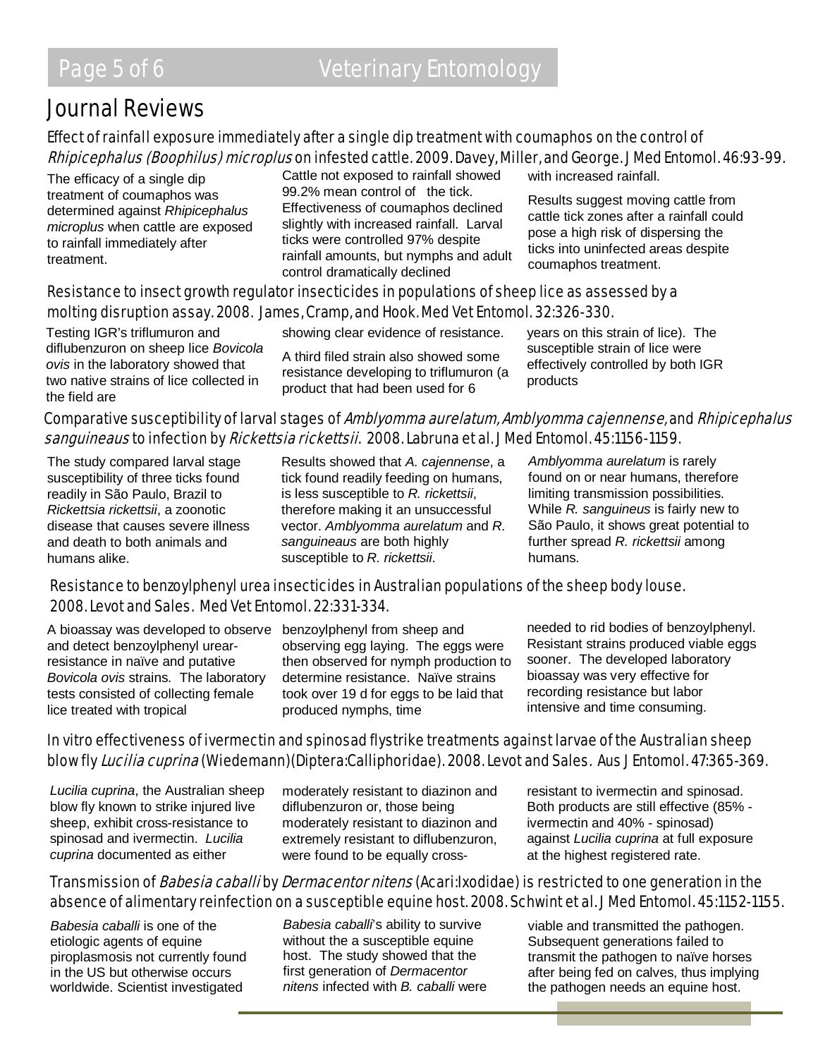# Journal Reviews

## Effect of rainfall exposure immediately after a single dip treatment with coumaphos on the control of *Rhipicephalus (Boophilus) microplus* on infested cattle. 2009. Davey, Miller, and George. J Med Entomol. 46:93-99.

The efficacy of a single dip treatment of coumaphos was determined against *Rhipicephalus microplus* when cattle are exposed to rainfall immediately after treatment. Cattle not exposed to rainfall showed 99.2% mean control of the tick. Effectiveness of coumaphos declined slightly with increased rainfall. Larval ticks were controlled 97% despite rainfall amounts, but nymphs and adult control dramatically declined with increased rainfall.

Results suggest moving cattle from cattle tick zones after a rainfall could pose a high risk of dispersing the ticks into uninfected areas despite coumaphos treatment.

## Resistance to insect growth regulator insecticides in populations of sheep lice as assessed by a molting disruption assay. 2008. James, Cramp, and Hook. Med Vet Entomol. 32:326-330.

Testing IGR's triflumuron and diflubenzuron on sheep lice *Bovicola ovis* in the laboratory showed that two native strains of lice collected in the field are showing clear evidence of resistance.

A third filed strain also showed some resistance developing to triflumuron (a product that had been used for 6 years on this strain of lice). The susceptible strain of lice were effectively controlled by both IGR products

## Comparative susceptibility of larval stages of *Amblyomma aurelatum, Amblyomma cajennense,* and *Rhipicephalus sanguineaus* to infection by *Rickettsia rickettsii*. 2008. Labruna et al. J Med Entomol. 45:1156-1159.

The study compared larval stage susceptibility of three ticks found readily in São Paulo, Brazil to *Rickettsia rickettsii*, a zoonotic disease that causes severe illness and death to both animals and humans alike.

Results showed that *A. cajennense*, a tick found readily feeding on humans, is less susceptible to *R. rickettsii*, therefore making it an unsuccessful vector. *Amblyomma aurelatum* and *R. sanguineaus* are both highly susceptible to *R. rickettsii*.

*Amblyomma aurelatum* is rarely found on or near humans, therefore limiting transmission possibilities. While *R. sanguineus* is fairly new to São Paulo, it shows great potential to further spread *R. rickettsii* among humans.

## Resistance to benzoylphenyl urea insecticides in Australian populations of the sheep body louse. 2008. Levot and Sales. Med Vet Entomol. 22:331-334.

A bioassay was developed to observe and detect benzoylphenyl urear-resistance in naïve and putative *Bovicola ovis* strains. The laboratory tests consisted of collecting female lice treated with tropical benzoylphenyl from sheep and observing egg laying. The eggs were then observed for nymph production to determine resistance. Naïve strains took over 19 d for eggs to be laid that produced nymphs, time needed to rid bodies of benzoylphenyl. Resistant strains produced viable eggs sooner. The developed laboratory bioassay was very effective for recording resistance but labor intensive and time consuming.

## In vitro effectiveness of ivermectin and spinosad flystrike treatments against larvae of the Australian sheep blow fly *Lucilia cuprina* (Wiedemann)(Diptera:Calliphoridae). 2008. Levot and Sales. Aus J Entomol. 47:365-369.

*Lucilia cuprina*, the Australian sheep blow fly known to strike injured live sheep, exhibit cross-resistance to spinosad and ivermectin. *Lucilia cuprina* documented as either moderately resistant to diazinon and diflubenzuron or, those being moderately resistant to diazinon and extremely resistant to diflubenzuron, were found to be equally cross-resistant to ivermectin and spinosad. Both products are still effective (85% - ivermectin and 40% - spinosad) against *Lucilia cuprina* at full exposure at the highest registered rate.

## Transmission of *Babesia caballi* by *Dermacentor nitens* (Acari:Ixodidae) is restricted to one generation in the absence of alimentary reinfection on a susceptible equine host. 2008. Schwint et al. J Med Entomol. 45:1152-1155.

*Babesia caballi* is one of the etiologic agents of equine piroplasmosis not currently found in the US but otherwise occurs worldwide. Scientist investigated *Babesia caballi*'s ability to survive without the a susceptible equine host. The study showed that the first generation of *Dermacentor nitens* infected with *B. caballi* were viable and transmitted the pathogen. Subsequent generations failed to transmit the pathogen to naïve horses after being fed on calves, thus implying the pathogen needs an equine host.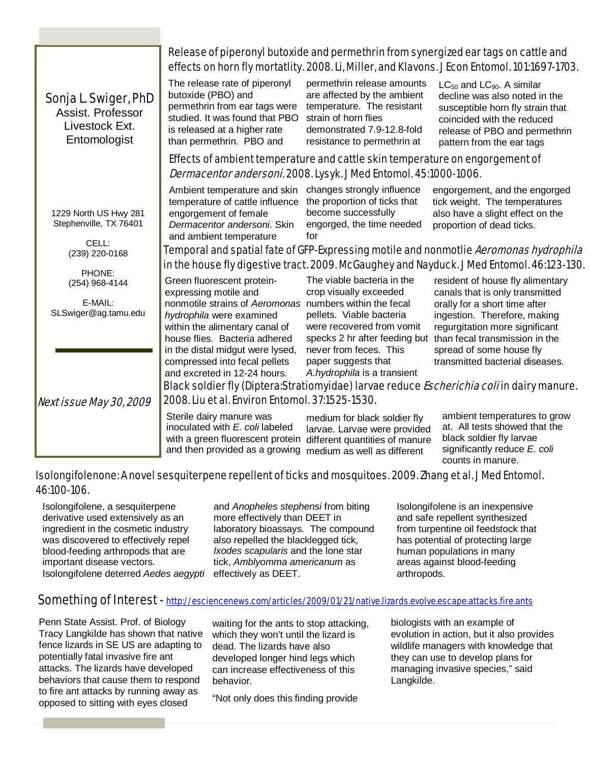Sonja L. Swiger, PhD
Assist. Professor
Livestock Ext.
Entomologist

1229 North US Hwy 281
Stephenville, TX 76401

CELL:
(239) 220-0168

PHONE:
(254) 968-4144

E-MAIL:
SLSwiger@ag.tamu.edu

*Next issue May 30, 2009*

## Release of piperonyl butoxide and permethrin from synergized ear tags on cattle and effects on horn fly mortatlity. 2008. Li, Miller, and Klavons. J Econ Entomol. 101:1697-1703.

The release rate of piperonyl butoxide (PBO) and permethrin from ear tags were studied. It was found that PBO is released at a higher rate than permethrin. PBO and permethrin release amounts are affected by the ambient temperature. The resistant strain of horn flies demonstrated 7.9-12.8-fold resistance to permethrin at $LC_{50}$ and $LC_{90}$. A similar decline was also noted in the susceptible horn fly strain that coincided with the reduced release of PBO and permethrin pattern from the ear tags

## Effects of ambient temperature and cattle skin temperature on engorgement of *Dermacentor andersoni*. 2008. Lysyk. J Med Entomol. 45:1000-1006.

Ambient temperature and skin temperature of cattle influence engorgement of female *Dermacentor andersoni*. Skin and ambient temperature changes strongly influence the proportion of ticks that become successfully engorged, the time needed for engorgement, and the engorged tick weight. The temperatures also have a slight effect on the proportion of dead ticks.

## Temporal and spatial fate of GFP-Expressing motile and nonmotlie *Aeromonas hydrophila* in the house fly digestive tract. 2009. McGaughey and Nayduck. J Med Entomol. 46:123-130.

Green fluorescent protein-expressing motile and nonmotile strains of *Aeromonas hydrophila* were examined within the alimentary canal of house flies. Bacteria adhered in the distal midgut were lysed, compressed into fecal pellets and excreted in 12-24 hours. The viable bacteria in the crop visually exceeded numbers within the fecal pellets. Viable bacteria were recovered from vomit specks 2 hr after feeding but never from feces. This paper suggests that *A.hydrophila* is a transient resident of house fly alimentary canals that is only transmitted orally for a short time after ingestion. Therefore, making regurgitation more significant than fecal transmission in the spread of some house fly transmitted bacterial diseases.

## Black soldier fly (Diptera:Stratiomyidae) larvae reduce *Escherichia coli* in dairy manure. 2008. Liu et al. Environ Entomol. 37:1525-1530.

Sterile dairy manure was inoculated with *E. coli* labeled with a green fluorescent protein and then provided as a growing medium for black soldier fly larvae. Larvae were provided different quantities of manure medium as well as different ambient temperatures to grow at. All tests showed that the black soldier fly larvae significantly reduce *E. coli* counts in manure.

## Isolongifolenone: A novel sesquiterpene repellent of ticks and mosquitoes. 2009. Zhang et al. J Med Entomol. 46:100-106.

Isolongifolene, a sesquiterpene derivative used extensively as an ingredient in the cosmetic industry was discovered to effectively repel blood-feeding arthropods that are important disease vectors. Isolongifolene deterred *Aedes aegypti* and *Anopheles stephensi* from biting more effectively than DEET in laboratory bioassays. The compound also repelled the blacklegged tick, *Ixodes scapularis* and the lone star tick, *Amblyomma americanum* as effectively as DEET. Isolongifolene is an inexpensive and safe repellent synthesized from turpentine oil feedstock that has potential of protecting large human populations in many areas against blood-feeding arthropods.

## Something of Interest - http://esciencenews.com/articles/2009/01/21/native.lizards.evolve.escape.attacks.fire.ants

Penn State Assist. Prof. of Biology Tracy Langkilde has shown that native fence lizards in SE US are adapting to potentially fatal invasive fire ant attacks. The lizards have developed behaviors that cause them to respond to fire ant attacks by running away as opposed to sitting with eyes closed waiting for the ants to stop attacking, which they won't until the lizard is dead. The lizards have also developed longer hind legs which can increase effectiveness of this behavior.

"Not only does this finding provide biologists with an example of evolution in action, but it also provides wildlife managers with knowledge that they can use to develop plans for managing invasive species," said Langkilde.